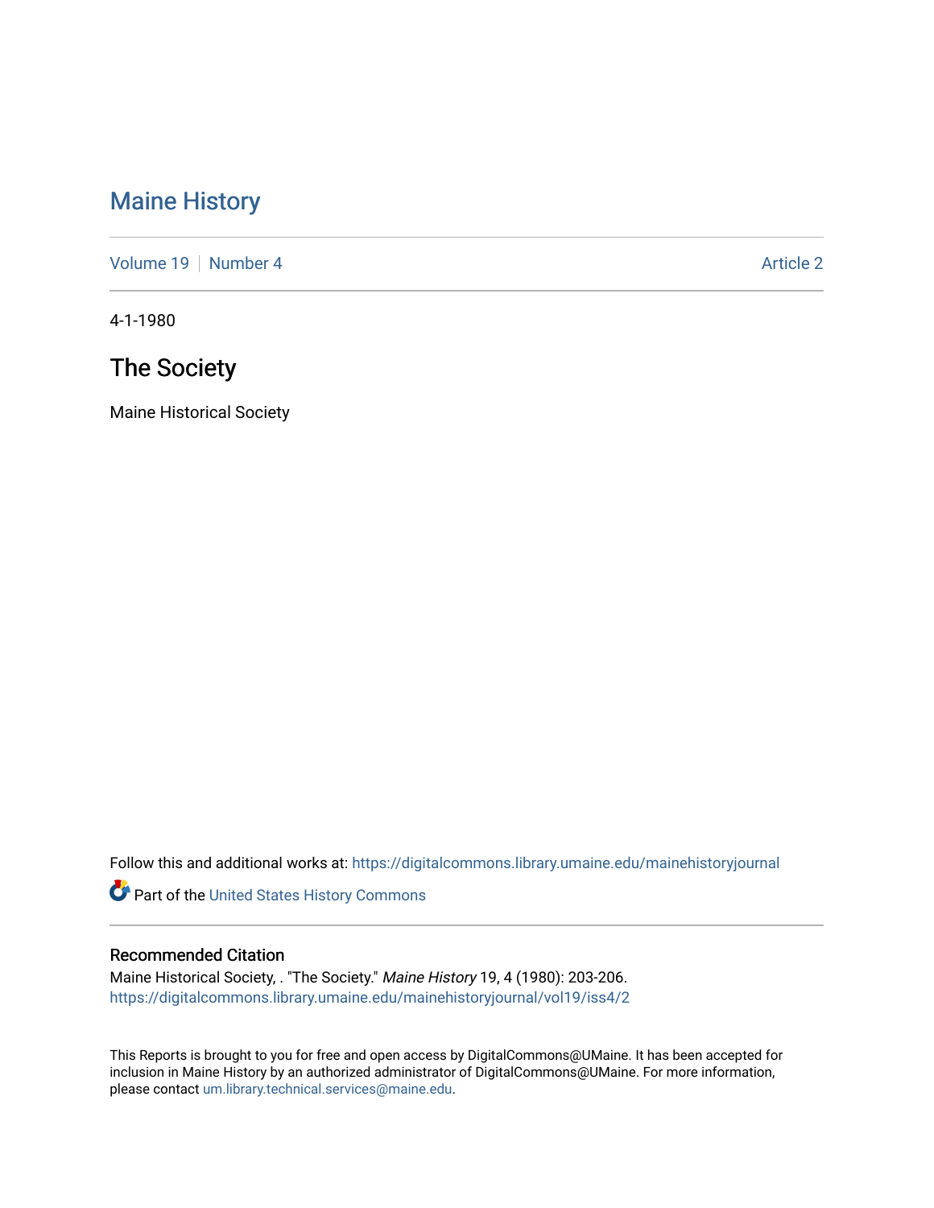# Maine History

Volume 19 | Number 4 | Article 2

4-1-1980

## The Society

Maine Historical Society

Follow this and additional works at: https://digitalcommons.library.umaine.edu/mainehistoryjournal

Part of the United States History Commons

### Recommended Citation

Maine Historical Society, . "The Society." *Maine History* 19, 4 (1980): 203-206. https://digitalcommons.library.umaine.edu/mainehistoryjournal/vol19/iss4/2

This Reports is brought to you for free and open access by DigitalCommons@UMaine. It has been accepted for inclusion in Maine History by an authorized administrator of DigitalCommons@UMaine. For more information, please contact um.library.technical.services@maine.edu.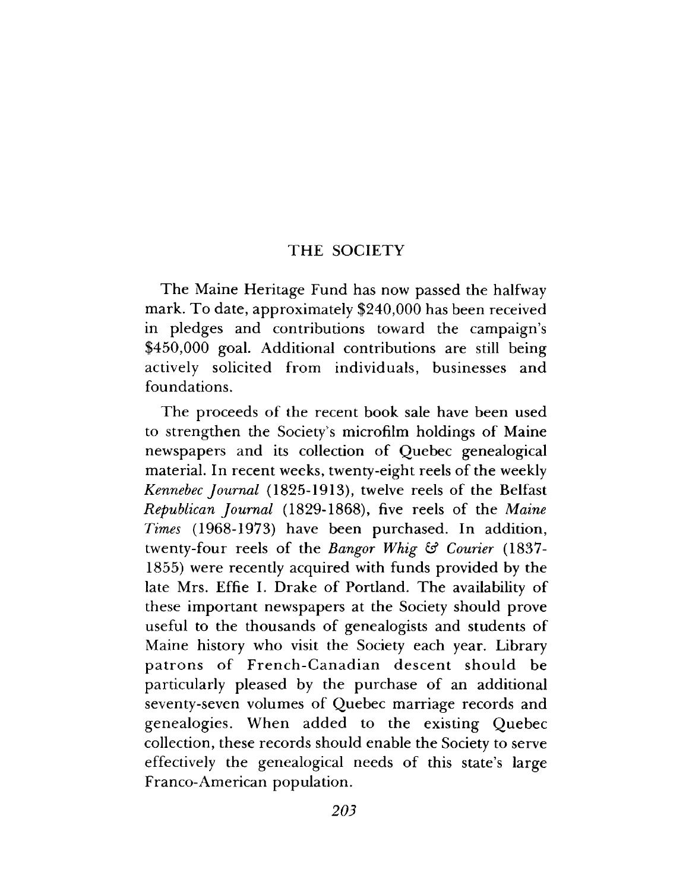# THE SOCIETY

The Maine Heritage Fund has now passed the halfway mark. To date, approximately $240,000 has been received in pledges and contributions toward the campaign's $450,000 goal. Additional contributions are still being actively solicited from individuals, businesses and foundations.

The proceeds of the recent book sale have been used to strengthen the Society's microfilm holdings of Maine newspapers and its collection of Quebec genealogical material. In recent weeks, twenty-eight reels of the weekly *Kennebec Journal* (1825-1913), twelve reels of the Belfast *Republican Journal* (1829-1868), five reels of the *Maine Times* (1968-1973) have been purchased. In addition, twenty-four reels of the *Bangor Whig & Courier* (1837-1855) were recently acquired with funds provided by the late Mrs. Effie I. Drake of Portland. The availability of these important newspapers at the Society should prove useful to the thousands of genealogists and students of Maine history who visit the Society each year. Library patrons of French-Canadian descent should be particularly pleased by the purchase of an additional seventy-seven volumes of Quebec marriage records and genealogies. When added to the existing Quebec collection, these records should enable the Society to serve effectively the genealogical needs of this state's large Franco-American population.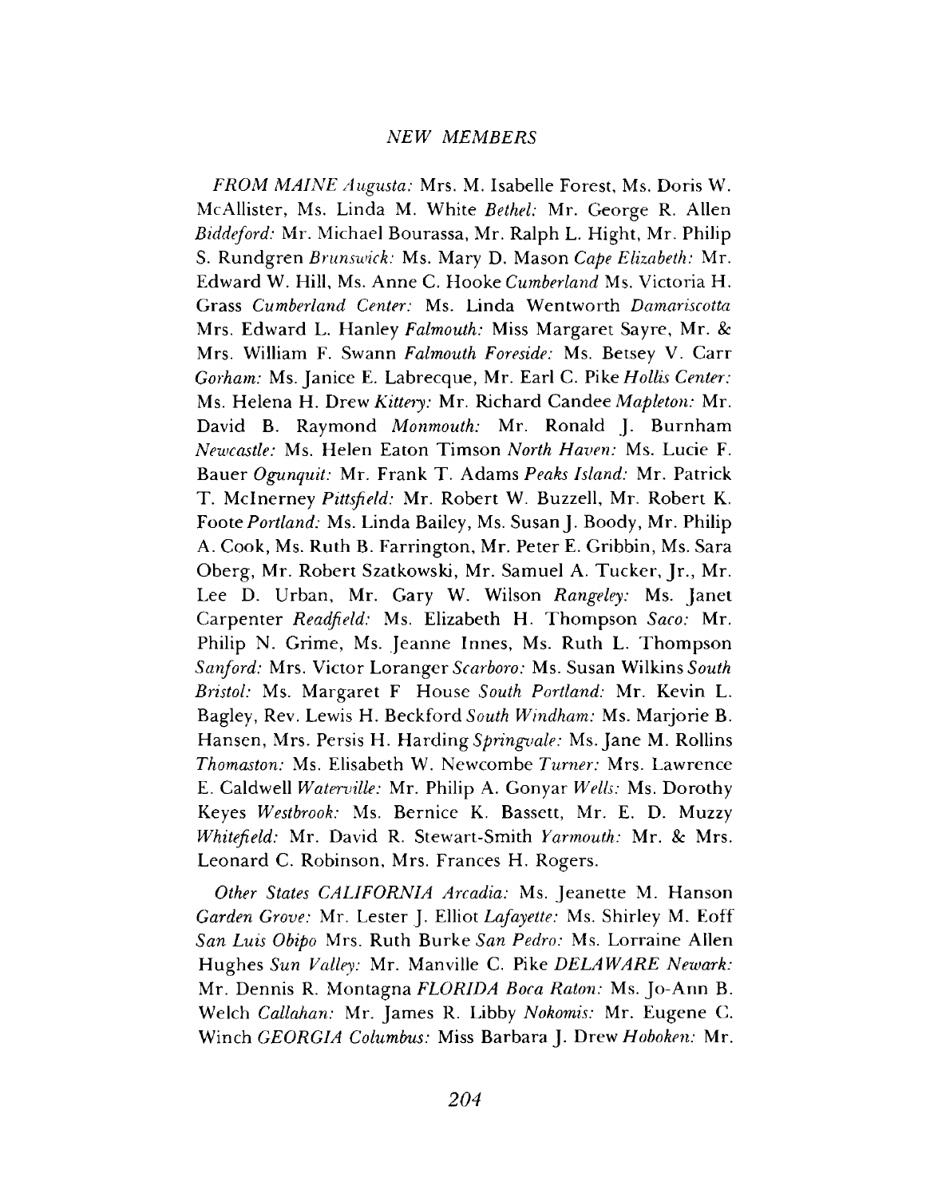*NEW MEMBERS*

*FROM MAINE Augusta:* Mrs. M. Isabelle Forest, Ms. Doris W. McAllister, Ms. Linda M. White *Bethel:* Mr. George R. Allen *Biddeford:* Mr. Michael Bourassa, Mr. Ralph L. Hight, Mr. Philip S. Rundgren *Brunswick:* Ms. Mary D. Mason *Cape Elizabeth:* Mr. Edward W. Hill, Ms. Anne C. Hooke *Cumberland* Ms. Victoria H. Grass *Cumberland Center:* Ms. Linda Wentworth *Damariscotta* Mrs. Edward L. Hanley *Falmouth:* Miss Margaret Sayre, Mr. & Mrs. William F. Swann *Falmouth Foreside:* Ms. Betsey V. Carr *Gorham:* Ms. Janice E. Labrecque, Mr. Earl C. Pike *Hollis Center:* Ms. Helena H. Drew *Kittery:* Mr. Richard Candee *Mapleton:* Mr. David B. Raymond *Monmouth:* Mr. Ronald J. Burnham *Newcastle:* Ms. Helen Eaton Timson *North Haven:* Ms. Lucie F. Bauer *Ogunquit:* Mr. Frank T. Adams *Peaks Island:* Mr. Patrick T. McInerney *Pittsfield:* Mr. Robert W. Buzzell, Mr. Robert K. Foote *Portland:* Ms. Linda Bailey, Ms. Susan J. Boody, Mr. Philip A. Cook, Ms. Ruth B. Farrington, Mr. Peter E. Gribbin, Ms. Sara Oberg, Mr. Robert Szatkowski, Mr. Samuel A. Tucker, Jr., Mr. Lee D. Urban, Mr. Gary W. Wilson *Rangeley:* Ms. Janet Carpenter *Readfield:* Ms. Elizabeth H. Thompson *Saco:* Mr. Philip N. Grime, Ms. Jeanne Innes, Ms. Ruth L. Thompson *Sanford:* Mrs. Victor Loranger *Scarboro:* Ms. Susan Wilkins *South Bristol:* Ms. Margaret F House *South Portland:* Mr. Kevin L. Bagley, Rev. Lewis H. Beckford *South Windham:* Ms. Marjorie B. Hansen, Mrs. Persis H. Harding *Springvale:* Ms. Jane M. Rollins *Thomaston:* Ms. Elisabeth W. Newcombe *Turner:* Mrs. Lawrence E. Caldwell *Waterville:* Mr. Philip A. Gonyar *Wells:* Ms. Dorothy Keyes *Westbrook:* Ms. Bernice K. Bassett, Mr. E. D. Muzzy *Whitefield:* Mr. David R. Stewart-Smith *Yarmouth:* Mr. & Mrs. Leonard C. Robinson, Mrs. Frances H. Rogers.

*Other States CALIFORNIA Arcadia:* Ms. Jeanette M. Hanson *Garden Grove:* Mr. Lester J. Elliot *Lafayette:* Ms. Shirley M. Eoff *San Luis Obipo* Mrs. Ruth Burke *San Pedro:* Ms. Lorraine Allen Hughes *Sun Valley:* Mr. Manville C. Pike *DELAWARE Newark:* Mr. Dennis R. Montagna *FLORIDA Boca Raton:* Ms. Jo-Ann B. Welch *Callahan:* Mr. James R. Libby *Nokomis:* Mr. Eugene C. Winch *GEORGIA Columbus:* Miss Barbara J. Drew *Hoboken:* Mr.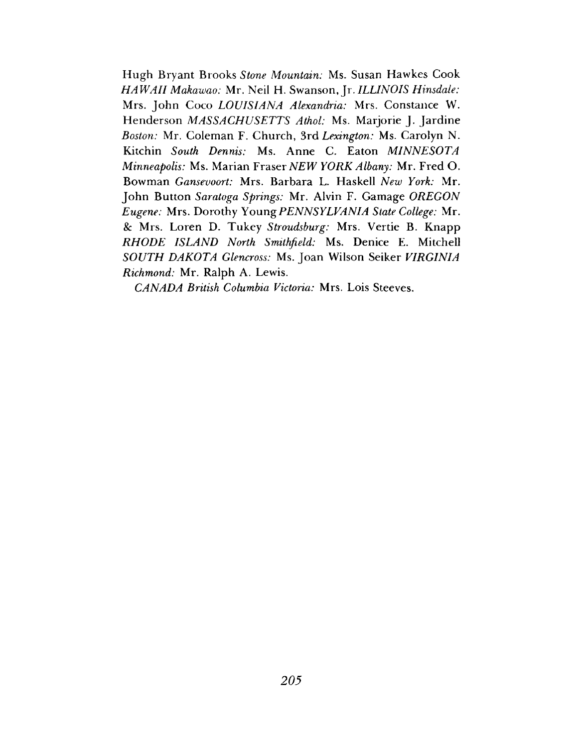Hugh Bryant Brooks *Stone Mountain:* Ms. Susan Hawkes Cook *HAWAII Makawao:* Mr. Neil H. Swanson, Jr. *ILLINOIS Hinsdale:* Mrs. John Coco *LOUISIANA Alexandria:* Mrs. Constance W. Henderson *MASSACHUSETTS Athol:* Ms. Marjorie J. Jardine *Boston:* Mr. Coleman F. Church, 3rd *Lexington:* Ms. Carolyn N. Kitchin *South Dennis:* Ms. Anne C. Eaton *MINNESOTA Minneapolis:* Ms. Marian Fraser *NEW YORK Albany:* Mr. Fred O. Bowman *Gansevoort:* Mrs. Barbara L. Haskell *New York:* Mr. John Button *Saratoga Springs:* Mr. Alvin F. Gamage *OREGON Eugene:* Mrs. Dorothy Young *PENNSYLVANIA State College:* Mr. & Mrs. Loren D. Tukey *Stroudsburg:* Mrs. Vertie B. Knapp *RHODE ISLAND North Smithfield:* Ms. Denice E. Mitchell *SOUTH DAKOTA Glencross:* Ms. Joan Wilson Seiker *VIRGINIA Richmond:* Mr. Ralph A. Lewis.

*CANADA British Columbia Victoria:* Mrs. Lois Steeves.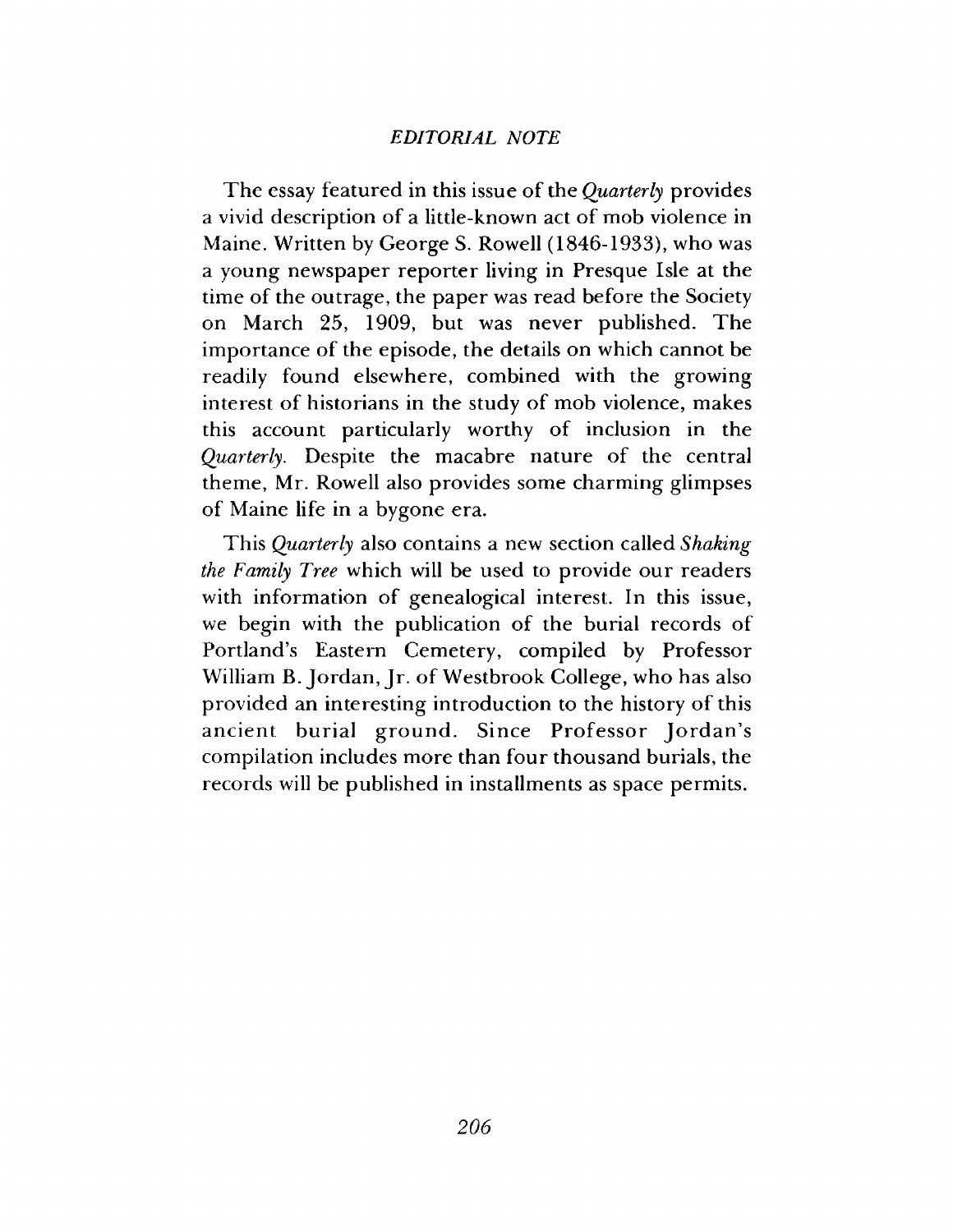## *EDITORIAL NOTE*

The essay featured in this issue of the *Quarterly* provides a vivid description of a little-known act of mob violence in Maine. Written by George S. Rowell (1846-1933), who was a young newspaper reporter living in Presque Isle at the time of the outrage, the paper was read before the Society on March 25, 1909, but was never published. The importance of the episode, the details on which cannot be readily found elsewhere, combined with the growing interest of historians in the study of mob violence, makes this account particularly worthy of inclusion in the *Quarterly*. Despite the macabre nature of the central theme, Mr. Rowell also provides some charming glimpses of Maine life in a bygone era.

This *Quarterly* also contains a new section called *Shaking the Family Tree* which will be used to provide our readers with information of genealogical interest. In this issue, we begin with the publication of the burial records of Portland's Eastern Cemetery, compiled by Professor William B. Jordan, Jr. of Westbrook College, who has also provided an interesting introduction to the history of this ancient burial ground. Since Professor Jordan's compilation includes more than four thousand burials, the records will be published in installments as space permits.